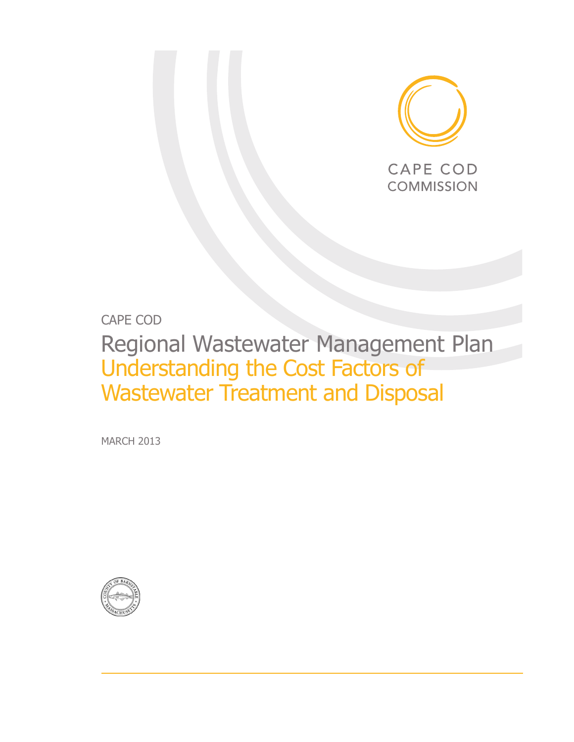CAPE COD
COMMISSION

CAPE COD

# Regional Wastewater Management Plan

## Understanding the Cost Factors of Wastewater Treatment and Disposal

MARCH 2013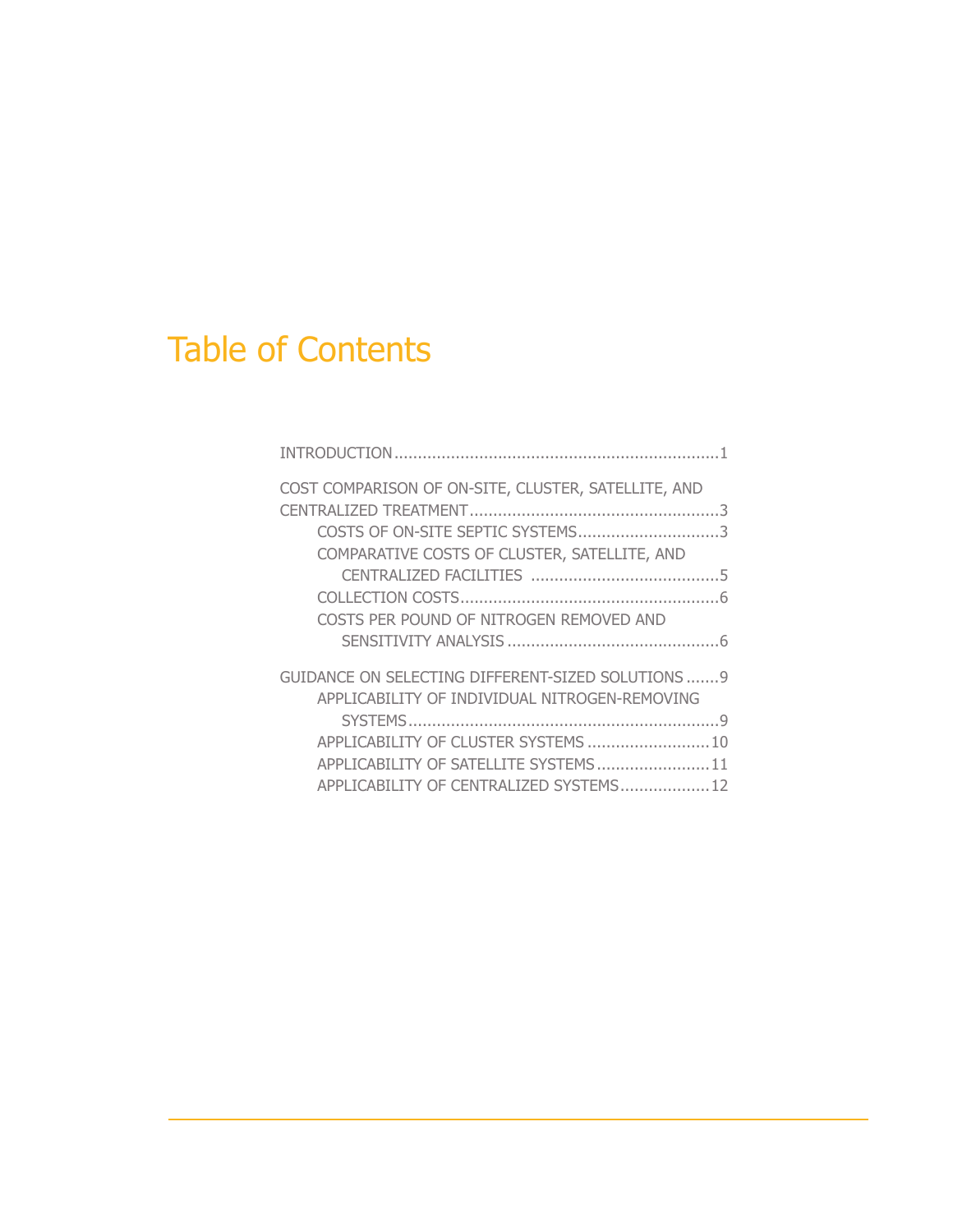# Table of Contents

INTRODUCTION .................................................................... 1

COST COMPARISON OF ON-SITE, CLUSTER, SATELLITE, AND CENTRALIZED TREATMENT .................................................... 3

- COSTS OF ON-SITE SEPTIC SYSTEMS ............................. 3
- COMPARATIVE COSTS OF CLUSTER, SATELLITE, AND CENTRALIZED FACILITIES ........................................ 5
- COLLECTION COSTS ...................................................... 6
- COSTS PER POUND OF NITROGEN REMOVED AND SENSITIVITY ANALYSIS ............................................. 6

GUIDANCE ON SELECTING DIFFERENT-SIZED SOLUTIONS ....... 9

- APPLICABILITY OF INDIVIDUAL NITROGEN-REMOVING SYSTEMS ................................................................. 9
- APPLICABILITY OF CLUSTER SYSTEMS .......................... 10
- APPLICABILITY OF SATELLITE SYSTEMS ........................ 11
- APPLICABILITY OF CENTRALIZED SYSTEMS ................... 12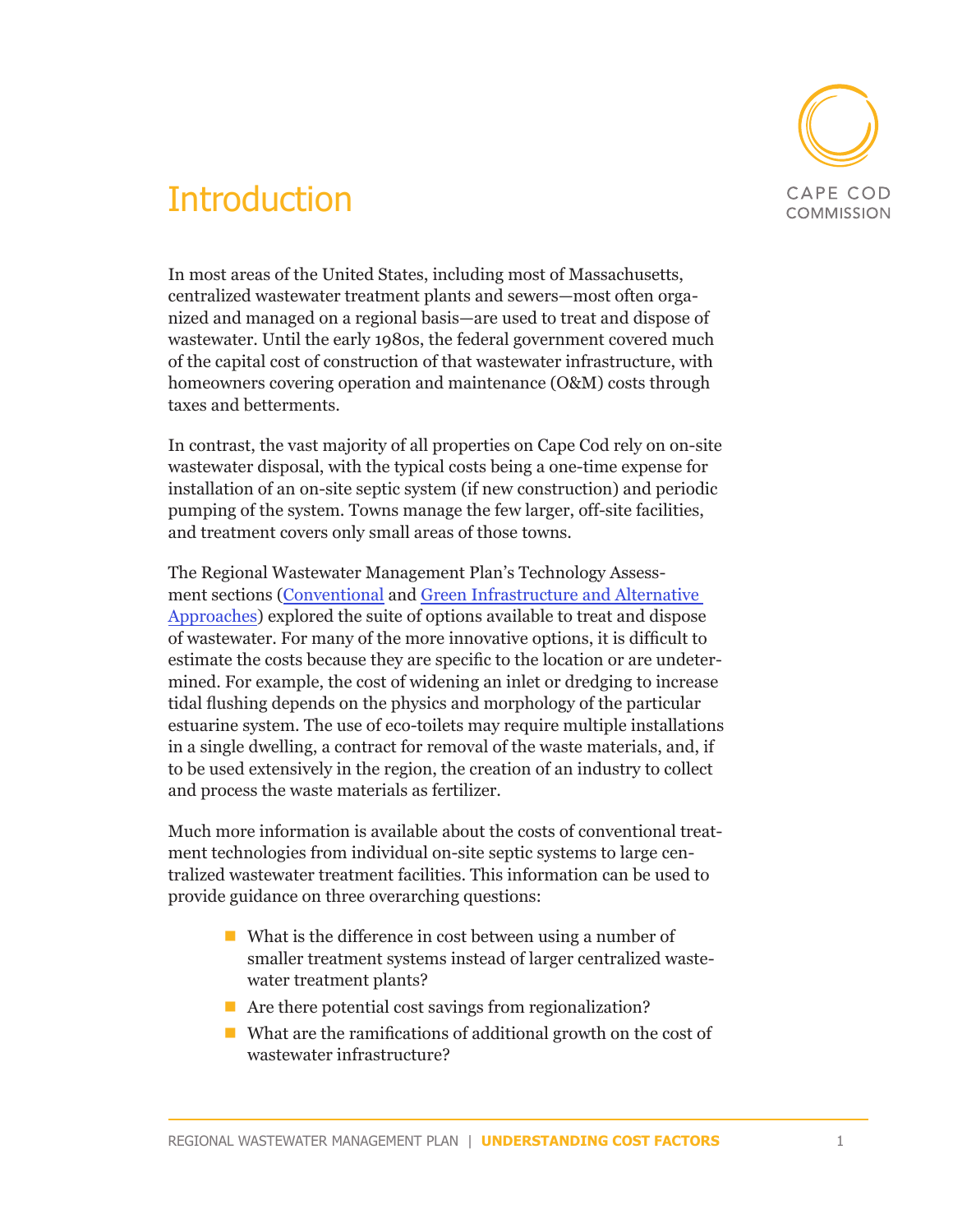# Introduction

In most areas of the United States, including most of Massachusetts, centralized wastewater treatment plants and sewers—most often organized and managed on a regional basis—are used to treat and dispose of wastewater. Until the early 1980s, the federal government covered much of the capital cost of construction of that wastewater infrastructure, with homeowners covering operation and maintenance (O&M) costs through taxes and betterments.

In contrast, the vast majority of all properties on Cape Cod rely on on-site wastewater disposal, with the typical costs being a one-time expense for installation of an on-site septic system (if new construction) and periodic pumping of the system. Towns manage the few larger, off-site facilities, and treatment covers only small areas of those towns.

The Regional Wastewater Management Plan's Technology Assessment sections (Conventional and Green Infrastructure and Alternative Approaches) explored the suite of options available to treat and dispose of wastewater. For many of the more innovative options, it is difficult to estimate the costs because they are specific to the location or are undetermined. For example, the cost of widening an inlet or dredging to increase tidal flushing depends on the physics and morphology of the particular estuarine system. The use of eco-toilets may require multiple installations in a single dwelling, a contract for removal of the waste materials, and, if to be used extensively in the region, the creation of an industry to collect and process the waste materials as fertilizer.

Much more information is available about the costs of conventional treatment technologies from individual on-site septic systems to large centralized wastewater treatment facilities. This information can be used to provide guidance on three overarching questions:

- What is the difference in cost between using a number of smaller treatment systems instead of larger centralized wastewater treatment plants?
- Are there potential cost savings from regionalization?
- What are the ramifications of additional growth on the cost of wastewater infrastructure?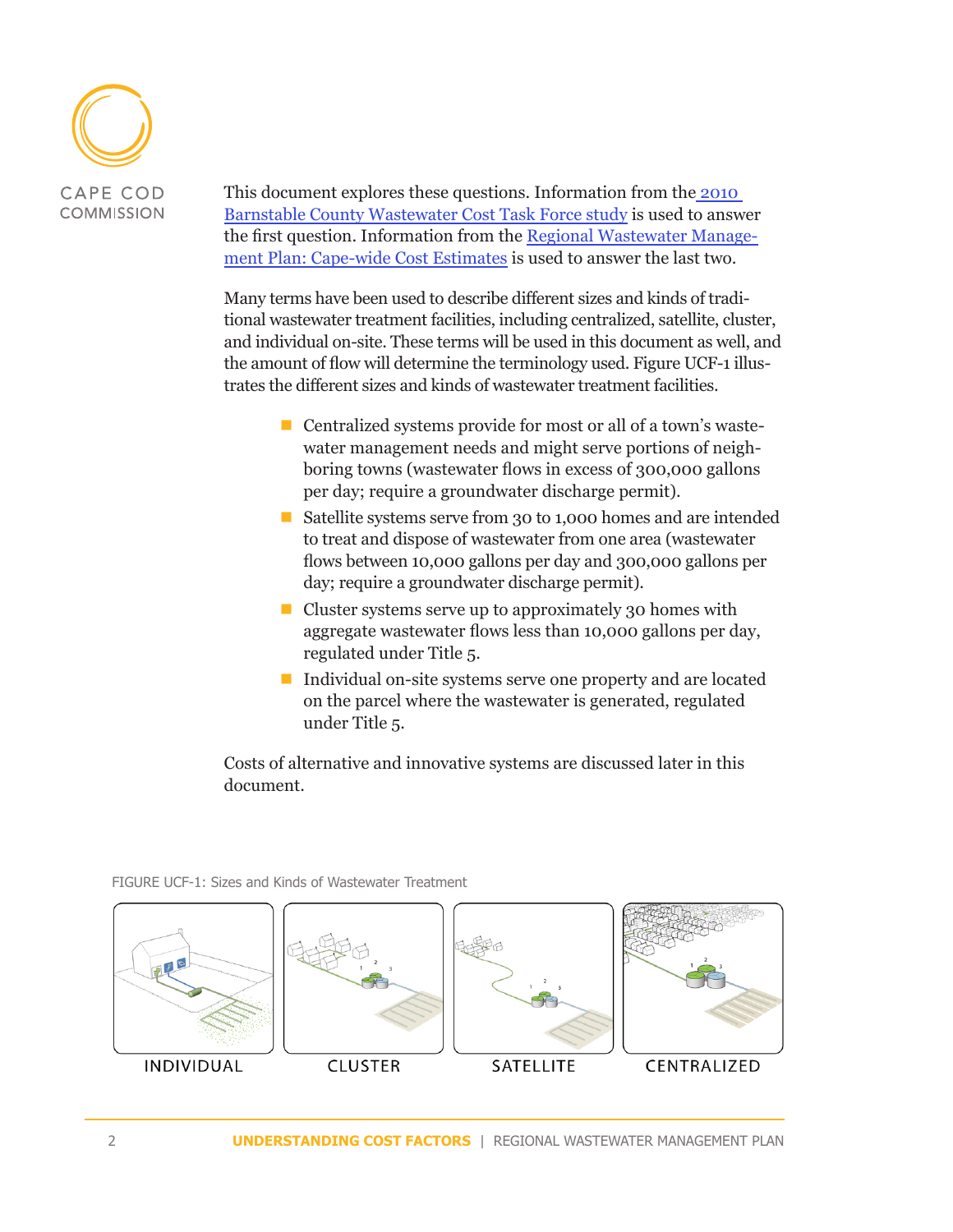This document explores these questions. Information from the [2010 Barnstable County Wastewater Cost Task Force study] is used to answer the first question. Information from the [Regional Wastewater Management Plan: Cape-wide Cost Estimates] is used to answer the last two.

Many terms have been used to describe different sizes and kinds of traditional wastewater treatment facilities, including centralized, satellite, cluster, and individual on-site. These terms will be used in this document as well, and the amount of flow will determine the terminology used. Figure UCF-1 illustrates the different sizes and kinds of wastewater treatment facilities.

- Centralized systems provide for most or all of a town's wastewater management needs and might serve portions of neighboring towns (wastewater flows in excess of 300,000 gallons per day; require a groundwater discharge permit).
- Satellite systems serve from 30 to 1,000 homes and are intended to treat and dispose of wastewater from one area (wastewater flows between 10,000 gallons per day and 300,000 gallons per day; require a groundwater discharge permit).
- Cluster systems serve up to approximately 30 homes with aggregate wastewater flows less than 10,000 gallons per day, regulated under Title 5.
- Individual on-site systems serve one property and are located on the parcel where the wastewater is generated, regulated under Title 5.

Costs of alternative and innovative systems are discussed later in this document.

FIGURE UCF-1: Sizes and Kinds of Wastewater Treatment

INDIVIDUAL | CLUSTER | SATELLITE | CENTRALIZED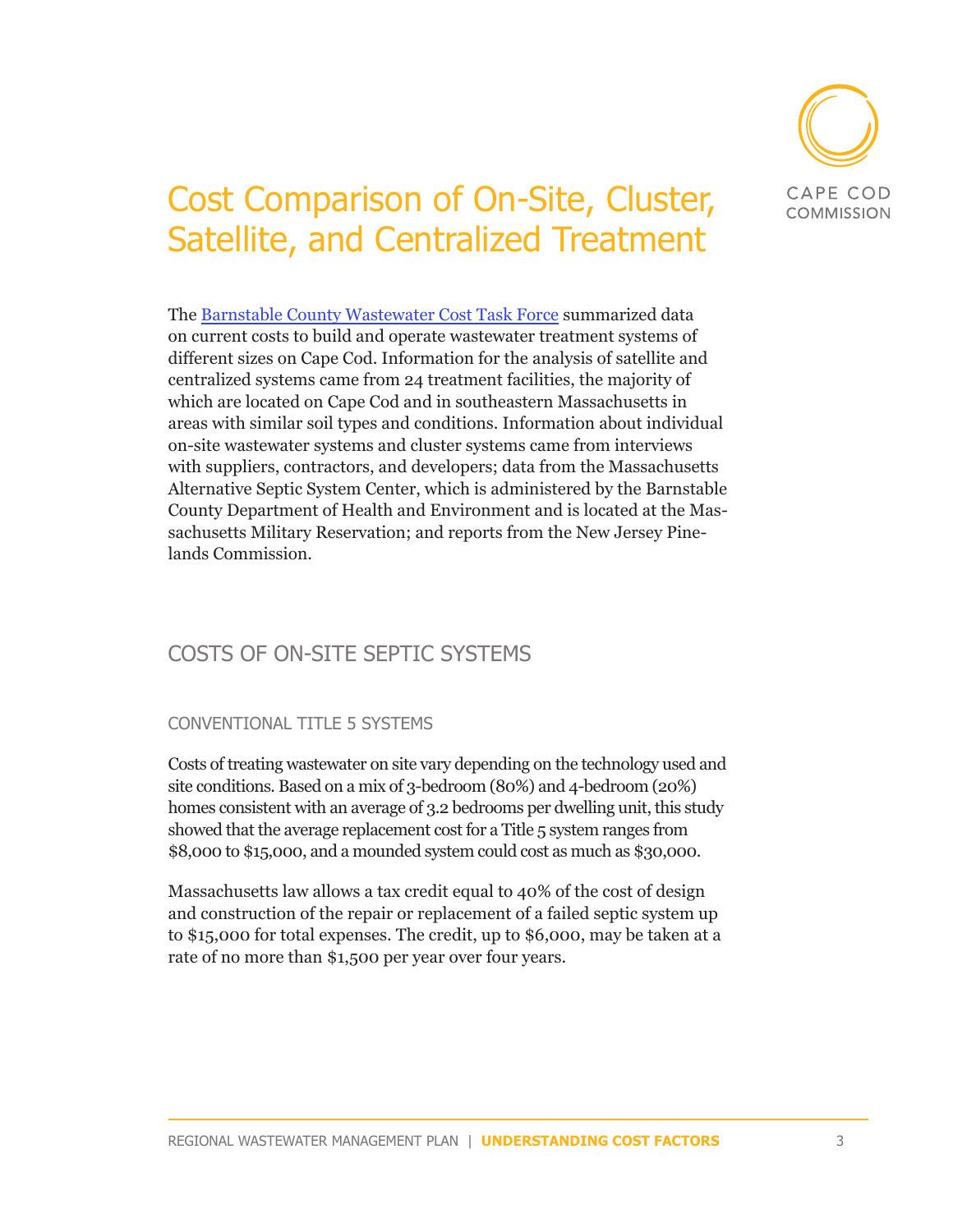# Cost Comparison of On-Site, Cluster, Satellite, and Centralized Treatment

The Barnstable County Wastewater Cost Task Force summarized data on current costs to build and operate wastewater treatment systems of different sizes on Cape Cod. Information for the analysis of satellite and centralized systems came from 24 treatment facilities, the majority of which are located on Cape Cod and in southeastern Massachusetts in areas with similar soil types and conditions. Information about individual on-site wastewater systems and cluster systems came from interviews with suppliers, contractors, and developers; data from the Massachusetts Alternative Septic System Center, which is administered by the Barnstable County Department of Health and Environment and is located at the Massachusetts Military Reservation; and reports from the New Jersey Pinelands Commission.

## COSTS OF ON-SITE SEPTIC SYSTEMS

### CONVENTIONAL TITLE 5 SYSTEMS

Costs of treating wastewater on site vary depending on the technology used and site conditions. Based on a mix of 3-bedroom (80%) and 4-bedroom (20%) homes consistent with an average of 3.2 bedrooms per dwelling unit, this study showed that the average replacement cost for a Title 5 system ranges from $8,000 to $15,000, and a mounded system could cost as much as $30,000.

Massachusetts law allows a tax credit equal to 40% of the cost of design and construction of the repair or replacement of a failed septic system up to $15,000 for total expenses. The credit, up to $6,000, may be taken at a rate of no more than $1,500 per year over four years.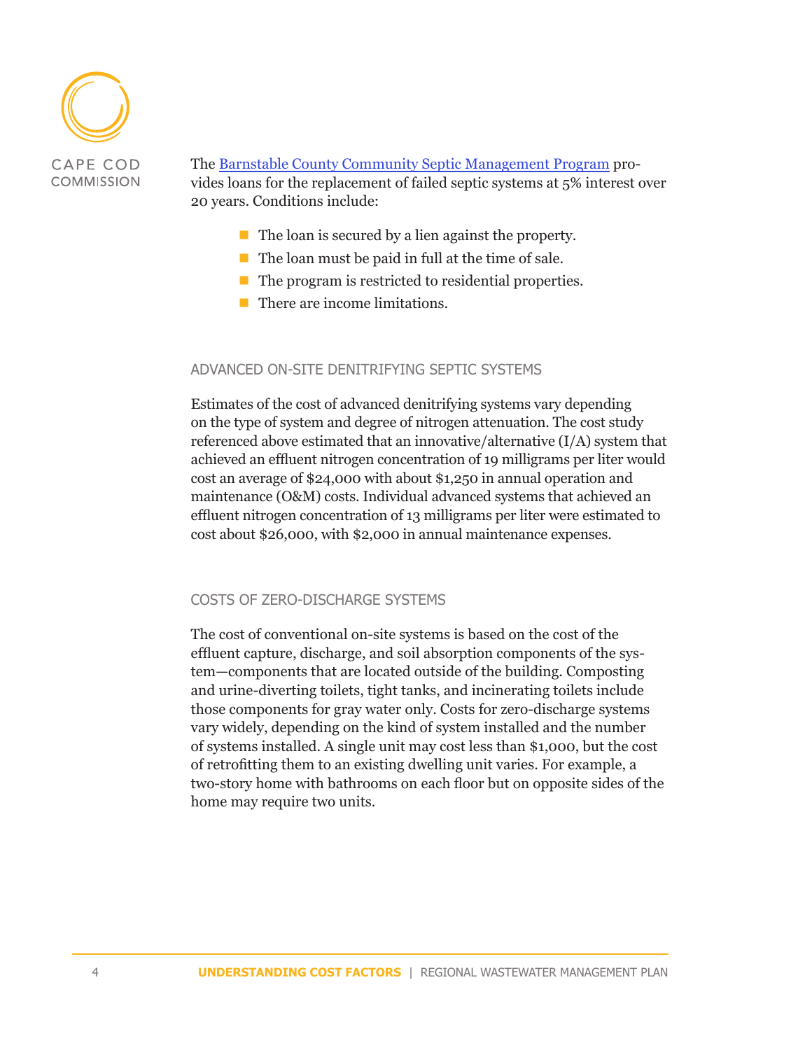The Barnstable County Community Septic Management Program provides loans for the replacement of failed septic systems at 5% interest over 20 years. Conditions include:

- The loan is secured by a lien against the property.
- The loan must be paid in full at the time of sale.
- The program is restricted to residential properties.
- There are income limitations.

## ADVANCED ON-SITE DENITRIFYING SEPTIC SYSTEMS

Estimates of the cost of advanced denitrifying systems vary depending on the type of system and degree of nitrogen attenuation. The cost study referenced above estimated that an innovative/alternative (I/A) system that achieved an effluent nitrogen concentration of 19 milligrams per liter would cost an average of $24,000 with about $1,250 in annual operation and maintenance (O&M) costs. Individual advanced systems that achieved an effluent nitrogen concentration of 13 milligrams per liter were estimated to cost about $26,000, with $2,000 in annual maintenance expenses.

## COSTS OF ZERO-DISCHARGE SYSTEMS

The cost of conventional on-site systems is based on the cost of the effluent capture, discharge, and soil absorption components of the system—components that are located outside of the building. Composting and urine-diverting toilets, tight tanks, and incinerating toilets include those components for gray water only. Costs for zero-discharge systems vary widely, depending on the kind of system installed and the number of systems installed. A single unit may cost less than $1,000, but the cost of retrofitting them to an existing dwelling unit varies. For example, a two-story home with bathrooms on each floor but on opposite sides of the home may require two units.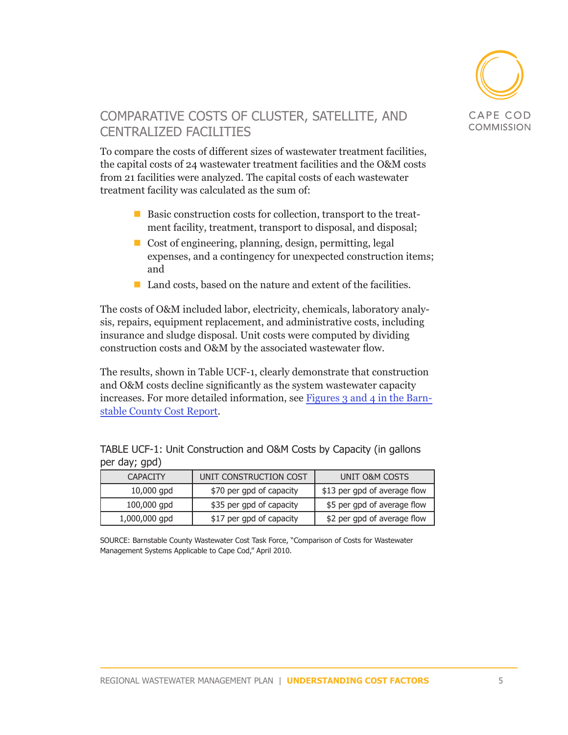## COMPARATIVE COSTS OF CLUSTER, SATELLITE, AND CENTRALIZED FACILITIES

To compare the costs of different sizes of wastewater treatment facilities, the capital costs of 24 wastewater treatment facilities and the O&M costs from 21 facilities were analyzed. The capital costs of each wastewater treatment facility was calculated as the sum of:

- Basic construction costs for collection, transport to the treatment facility, treatment, transport to disposal, and disposal;
- Cost of engineering, planning, design, permitting, legal expenses, and a contingency for unexpected construction items; and
- Land costs, based on the nature and extent of the facilities.

The costs of O&M included labor, electricity, chemicals, laboratory analysis, repairs, equipment replacement, and administrative costs, including insurance and sludge disposal. Unit costs were computed by dividing construction costs and O&M by the associated wastewater flow.

The results, shown in Table UCF-1, clearly demonstrate that construction and O&M costs decline significantly as the system wastewater capacity increases. For more detailed information, see [Figures 3 and 4 in the Barnstable County Cost Report](#).

TABLE UCF-1: Unit Construction and O&M Costs by Capacity (in gallons per day; gpd)

| CAPACITY | UNIT CONSTRUCTION COST | UNIT O&M COSTS |
|---|---|---|
| 10,000 gpd | $70 per gpd of capacity | $13 per gpd of average flow |
| 100,000 gpd | $35 per gpd of capacity | $5 per gpd of average flow |
| 1,000,000 gpd | $17 per gpd of capacity | $2 per gpd of average flow |

SOURCE: Barnstable County Wastewater Cost Task Force, "Comparison of Costs for Wastewater Management Systems Applicable to Cape Cod," April 2010.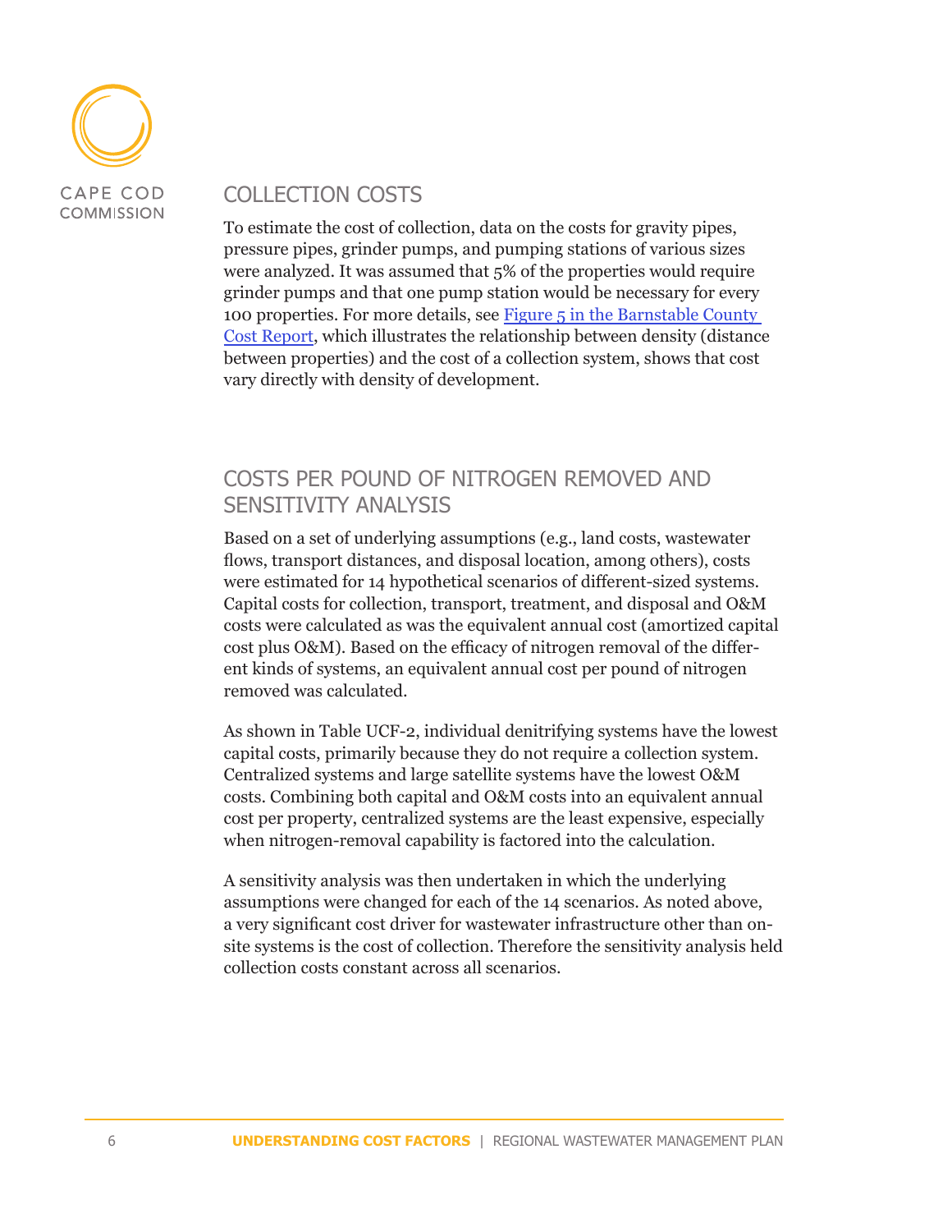## COLLECTION COSTS

To estimate the cost of collection, data on the costs for gravity pipes, pressure pipes, grinder pumps, and pumping stations of various sizes were analyzed. It was assumed that 5% of the properties would require grinder pumps and that one pump station would be necessary for every 100 properties. For more details, see Figure 5 in the Barnstable County Cost Report, which illustrates the relationship between density (distance between properties) and the cost of a collection system, shows that cost vary directly with density of development.

## COSTS PER POUND OF NITROGEN REMOVED AND SENSITIVITY ANALYSIS

Based on a set of underlying assumptions (e.g., land costs, wastewater flows, transport distances, and disposal location, among others), costs were estimated for 14 hypothetical scenarios of different-sized systems. Capital costs for collection, transport, treatment, and disposal and O&M costs were calculated as was the equivalent annual cost (amortized capital cost plus O&M). Based on the efficacy of nitrogen removal of the different kinds of systems, an equivalent annual cost per pound of nitrogen removed was calculated.

As shown in Table UCF-2, individual denitrifying systems have the lowest capital costs, primarily because they do not require a collection system. Centralized systems and large satellite systems have the lowest O&M costs. Combining both capital and O&M costs into an equivalent annual cost per property, centralized systems are the least expensive, especially when nitrogen-removal capability is factored into the calculation.

A sensitivity analysis was then undertaken in which the underlying assumptions were changed for each of the 14 scenarios. As noted above, a very significant cost driver for wastewater infrastructure other than on-site systems is the cost of collection. Therefore the sensitivity analysis held collection costs constant across all scenarios.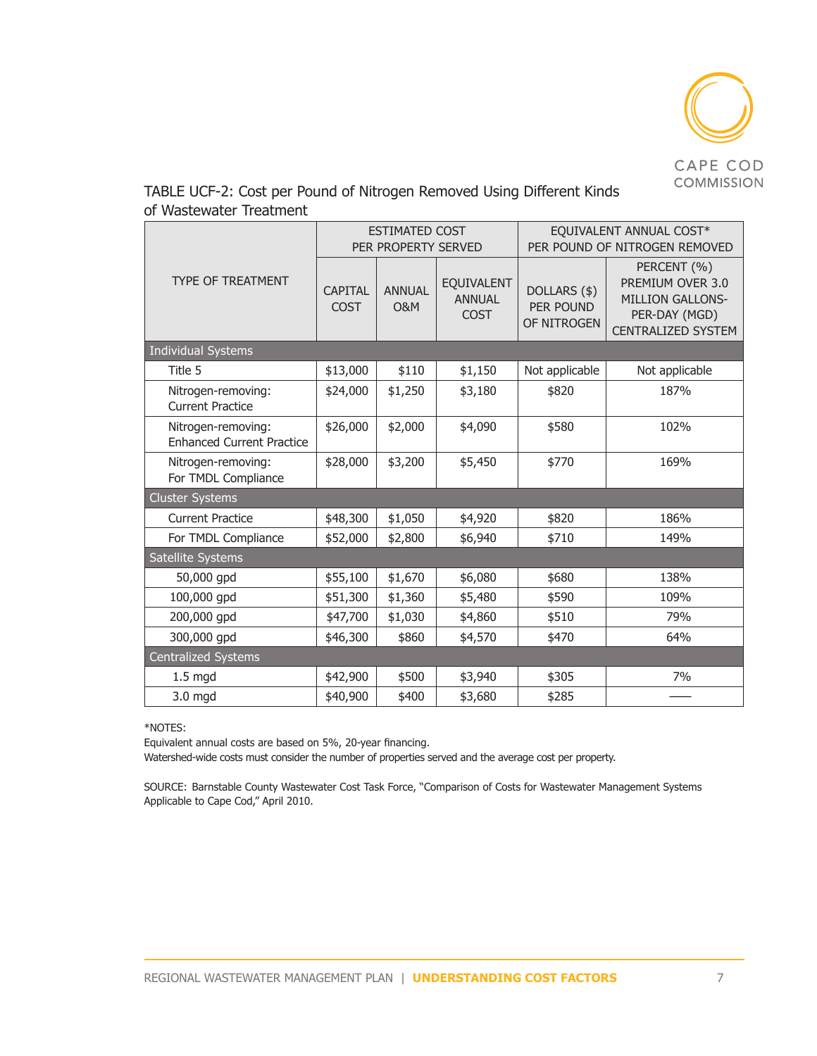TABLE UCF-2: Cost per Pound of Nitrogen Removed Using Different Kinds of Wastewater Treatment

| TYPE OF TREATMENT | ESTIMATED COST PER PROPERTY SERVED | | | EQUIVALENT ANNUAL COST* PER POUND OF NITROGEN REMOVED | |
|---|---|---|---|---|---|
| | CAPITAL COST | ANNUAL O&M | EQUIVALENT ANNUAL COST | DOLLARS ($) PER POUND OF NITROGEN | PERCENT (%) PREMIUM OVER 3.0 MILLION GALLONS-PER-DAY (MGD) CENTRALIZED SYSTEM |
| **Individual Systems** | | | | | |
| Title 5 | $13,000 | $110 | $1,150 | Not applicable | Not applicable |
| Nitrogen-removing: Current Practice | $24,000 | $1,250 | $3,180 | $820 | 187% |
| Nitrogen-removing: Enhanced Current Practice | $26,000 | $2,000 | $4,090 | $580 | 102% |
| Nitrogen-removing: For TMDL Compliance | $28,000 | $3,200 | $5,450 | $770 | 169% |
| **Cluster Systems** | | | | | |
| Current Practice | $48,300 | $1,050 | $4,920 | $820 | 186% |
| For TMDL Compliance | $52,000 | $2,800 | $6,940 | $710 | 149% |
| **Satellite Systems** | | | | | |
| 50,000 gpd | $55,100 | $1,670 | $6,080 | $680 | 138% |
| 100,000 gpd | $51,300 | $1,360 | $5,480 | $590 | 109% |
| 200,000 gpd | $47,700 | $1,030 | $4,860 | $510 | 79% |
| 300,000 gpd | $46,300 | $860 | $4,570 | $470 | 64% |
| **Centralized Systems** | | | | | |
| 1.5 mgd | $42,900 | $500 | $3,940 | $305 | 7% |
| 3.0 mgd | $40,900 | $400 | $3,680 | $285 | —— |

*NOTES:
Equivalent annual costs are based on 5%, 20-year financing.
Watershed-wide costs must consider the number of properties served and the average cost per property.

SOURCE: Barnstable County Wastewater Cost Task Force, "Comparison of Costs for Wastewater Management Systems Applicable to Cape Cod," April 2010.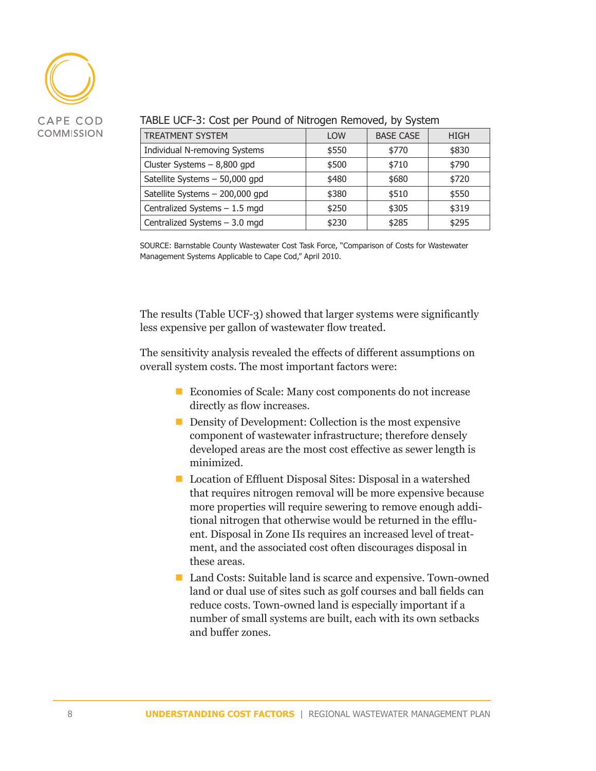TABLE UCF-3: Cost per Pound of Nitrogen Removed, by System

| TREATMENT SYSTEM | LOW | BASE CASE | HIGH |
|---|---|---|---|
| Individual N-removing Systems | $550 | $770 | $830 |
| Cluster Systems – 8,800 gpd | $500 | $710 | $790 |
| Satellite Systems – 50,000 gpd | $480 | $680 | $720 |
| Satellite Systems – 200,000 gpd | $380 | $510 | $550 |
| Centralized Systems – 1.5 mgd | $250 | $305 | $319 |
| Centralized Systems – 3.0 mgd | $230 | $285 | $295 |

SOURCE: Barnstable County Wastewater Cost Task Force, "Comparison of Costs for Wastewater Management Systems Applicable to Cape Cod," April 2010.

The results (Table UCF-3) showed that larger systems were significantly less expensive per gallon of wastewater flow treated.

The sensitivity analysis revealed the effects of different assumptions on overall system costs. The most important factors were:

- Economies of Scale: Many cost components do not increase directly as flow increases.
- Density of Development: Collection is the most expensive component of wastewater infrastructure; therefore densely developed areas are the most cost effective as sewer length is minimized.
- Location of Effluent Disposal Sites: Disposal in a watershed that requires nitrogen removal will be more expensive because more properties will require sewering to remove enough additional nitrogen that otherwise would be returned in the effluent. Disposal in Zone IIs requires an increased level of treatment, and the associated cost often discourages disposal in these areas.
- Land Costs: Suitable land is scarce and expensive. Town-owned land or dual use of sites such as golf courses and ball fields can reduce costs. Town-owned land is especially important if a number of small systems are built, each with its own setbacks and buffer zones.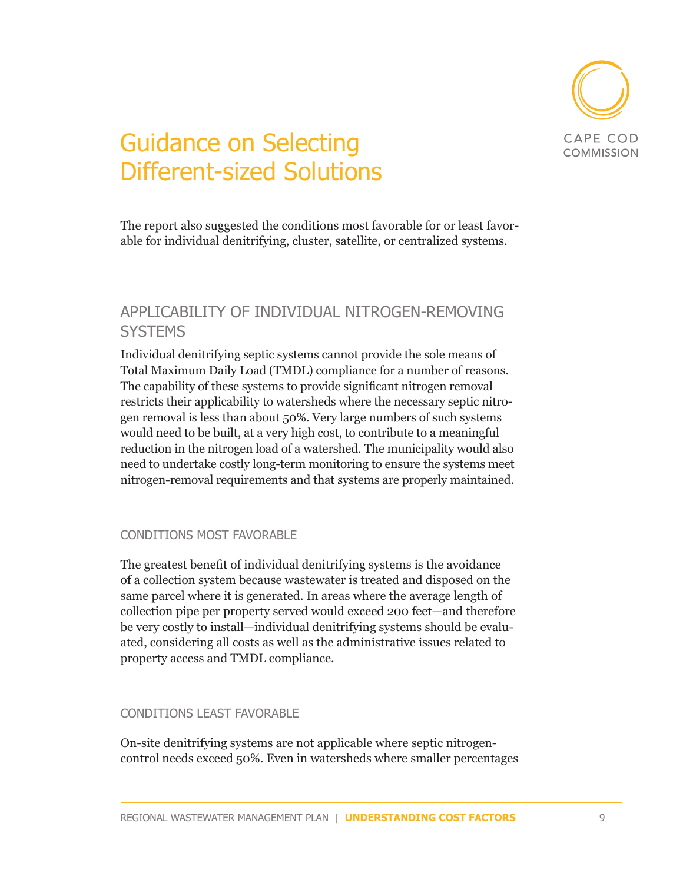# Guidance on Selecting Different-sized Solutions

The report also suggested the conditions most favorable for or least favorable for individual denitrifying, cluster, satellite, or centralized systems.

## APPLICABILITY OF INDIVIDUAL NITROGEN-REMOVING SYSTEMS

Individual denitrifying septic systems cannot provide the sole means of Total Maximum Daily Load (TMDL) compliance for a number of reasons. The capability of these systems to provide significant nitrogen removal restricts their applicability to watersheds where the necessary septic nitrogen removal is less than about 50%. Very large numbers of such systems would need to be built, at a very high cost, to contribute to a meaningful reduction in the nitrogen load of a watershed. The municipality would also need to undertake costly long-term monitoring to ensure the systems meet nitrogen-removal requirements and that systems are properly maintained.

### CONDITIONS MOST FAVORABLE

The greatest benefit of individual denitrifying systems is the avoidance of a collection system because wastewater is treated and disposed on the same parcel where it is generated. In areas where the average length of collection pipe per property served would exceed 200 feet—and therefore be very costly to install—individual denitrifying systems should be evaluated, considering all costs as well as the administrative issues related to property access and TMDL compliance.

### CONDITIONS LEAST FAVORABLE

On-site denitrifying systems are not applicable where septic nitrogen-control needs exceed 50%. Even in watersheds where smaller percentages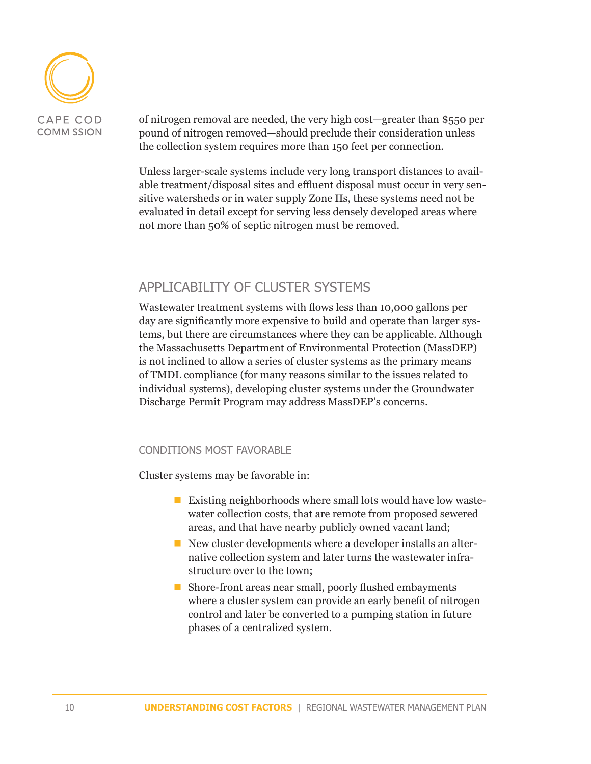of nitrogen removal are needed, the very high cost—greater than $550 per pound of nitrogen removed—should preclude their consideration unless the collection system requires more than 150 feet per connection.

Unless larger-scale systems include very long transport distances to available treatment/disposal sites and effluent disposal must occur in very sensitive watersheds or in water supply Zone IIs, these systems need not be evaluated in detail except for serving less densely developed areas where not more than 50% of septic nitrogen must be removed.

## APPLICABILITY OF CLUSTER SYSTEMS

Wastewater treatment systems with flows less than 10,000 gallons per day are significantly more expensive to build and operate than larger systems, but there are circumstances where they can be applicable. Although the Massachusetts Department of Environmental Protection (MassDEP) is not inclined to allow a series of cluster systems as the primary means of TMDL compliance (for many reasons similar to the issues related to individual systems), developing cluster systems under the Groundwater Discharge Permit Program may address MassDEP's concerns.

### CONDITIONS MOST FAVORABLE

Cluster systems may be favorable in:

- Existing neighborhoods where small lots would have low wastewater collection costs, that are remote from proposed sewered areas, and that have nearby publicly owned vacant land;
- New cluster developments where a developer installs an alternative collection system and later turns the wastewater infrastructure over to the town;
- Shore-front areas near small, poorly flushed embayments where a cluster system can provide an early benefit of nitrogen control and later be converted to a pumping station in future phases of a centralized system.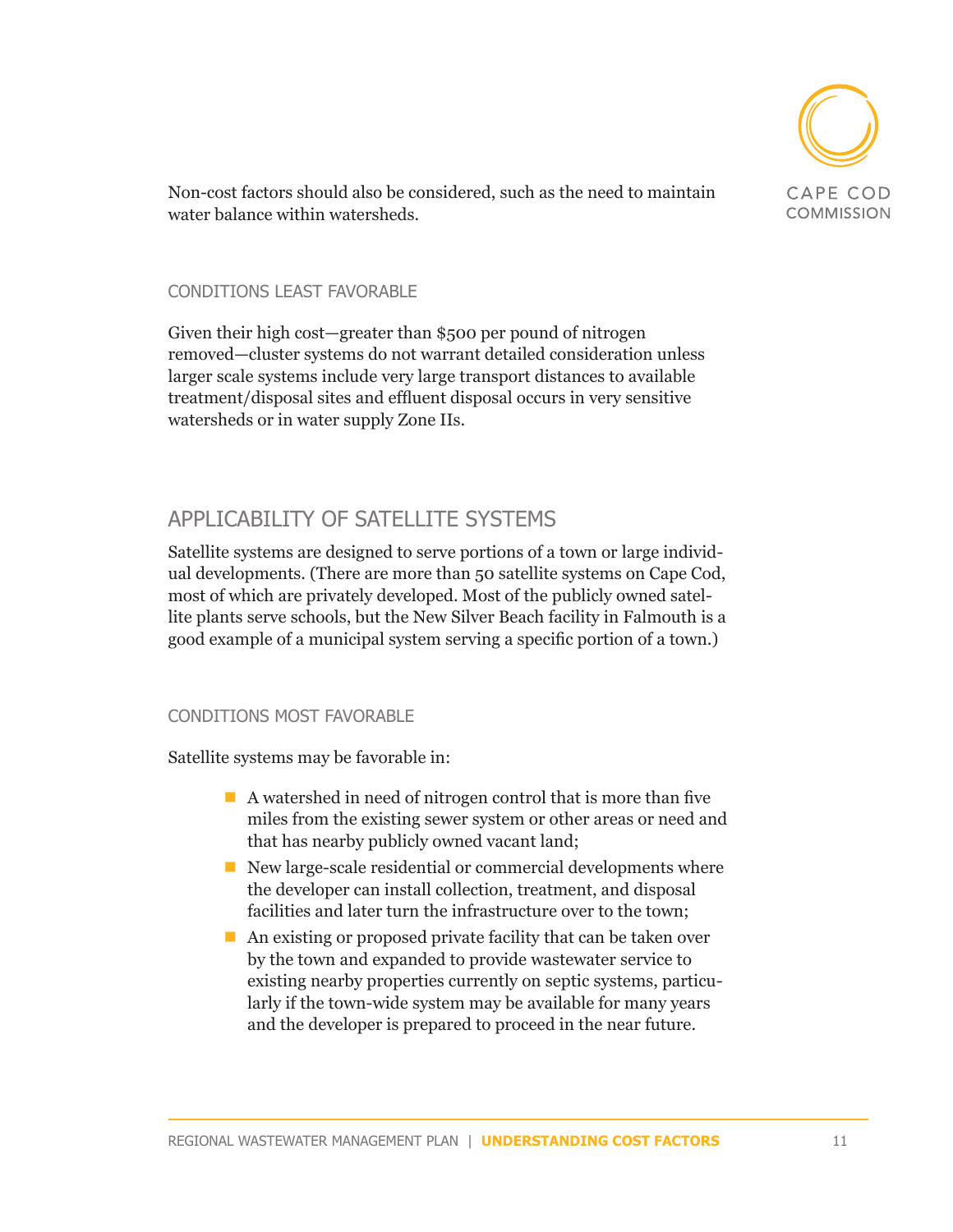Non-cost factors should also be considered, such as the need to maintain water balance within watersheds.

### CONDITIONS LEAST FAVORABLE

Given their high cost—greater than $500 per pound of nitrogen removed—cluster systems do not warrant detailed consideration unless larger scale systems include very large transport distances to available treatment/disposal sites and effluent disposal occurs in very sensitive watersheds or in water supply Zone IIs.

## APPLICABILITY OF SATELLITE SYSTEMS

Satellite systems are designed to serve portions of a town or large individual developments. (There are more than 50 satellite systems on Cape Cod, most of which are privately developed. Most of the publicly owned satellite plants serve schools, but the New Silver Beach facility in Falmouth is a good example of a municipal system serving a specific portion of a town.)

### CONDITIONS MOST FAVORABLE

Satellite systems may be favorable in:

- A watershed in need of nitrogen control that is more than five miles from the existing sewer system or other areas or need and that has nearby publicly owned vacant land;
- New large-scale residential or commercial developments where the developer can install collection, treatment, and disposal facilities and later turn the infrastructure over to the town;
- An existing or proposed private facility that can be taken over by the town and expanded to provide wastewater service to existing nearby properties currently on septic systems, particularly if the town-wide system may be available for many years and the developer is prepared to proceed in the near future.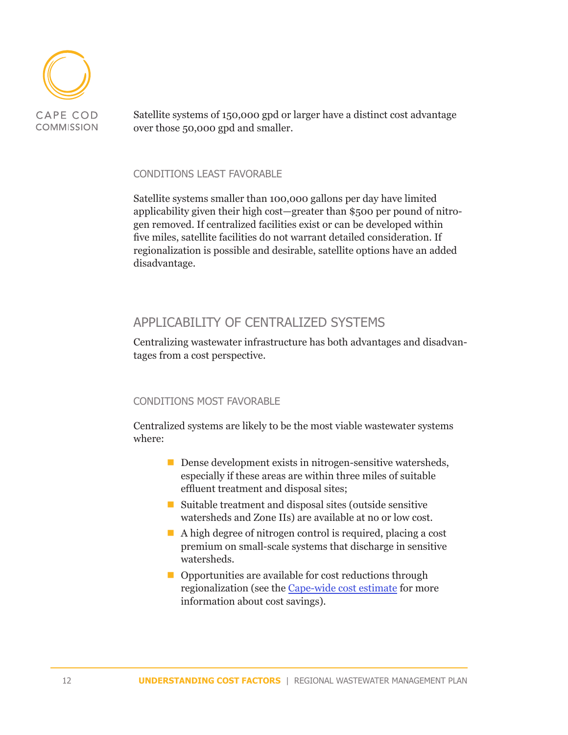Satellite systems of 150,000 gpd or larger have a distinct cost advantage over those 50,000 gpd and smaller.

### CONDITIONS LEAST FAVORABLE

Satellite systems smaller than 100,000 gallons per day have limited applicability given their high cost—greater than $500 per pound of nitrogen removed. If centralized facilities exist or can be developed within five miles, satellite facilities do not warrant detailed consideration. If regionalization is possible and desirable, satellite options have an added disadvantage.

## APPLICABILITY OF CENTRALIZED SYSTEMS

Centralizing wastewater infrastructure has both advantages and disadvantages from a cost perspective.

### CONDITIONS MOST FAVORABLE

Centralized systems are likely to be the most viable wastewater systems where:

- Dense development exists in nitrogen-sensitive watersheds, especially if these areas are within three miles of suitable effluent treatment and disposal sites;
- Suitable treatment and disposal sites (outside sensitive watersheds and Zone IIs) are available at no or low cost.
- A high degree of nitrogen control is required, placing a cost premium on small-scale systems that discharge in sensitive watersheds.
- Opportunities are available for cost reductions through regionalization (see the Cape-wide cost estimate for more information about cost savings).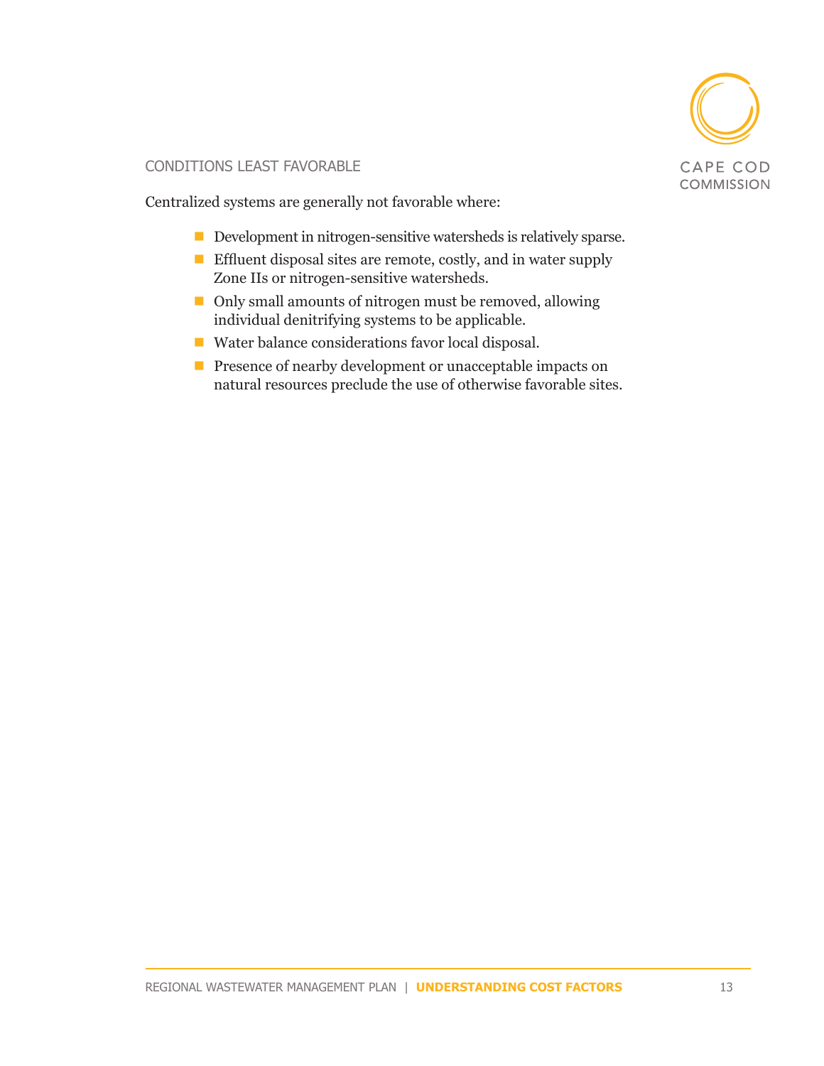### CONDITIONS LEAST FAVORABLE

Centralized systems are generally not favorable where:

- Development in nitrogen-sensitive watersheds is relatively sparse.
- Effluent disposal sites are remote, costly, and in water supply Zone IIs or nitrogen-sensitive watersheds.
- Only small amounts of nitrogen must be removed, allowing individual denitrifying systems to be applicable.
- Water balance considerations favor local disposal.
- Presence of nearby development or unacceptable impacts on natural resources preclude the use of otherwise favorable sites.